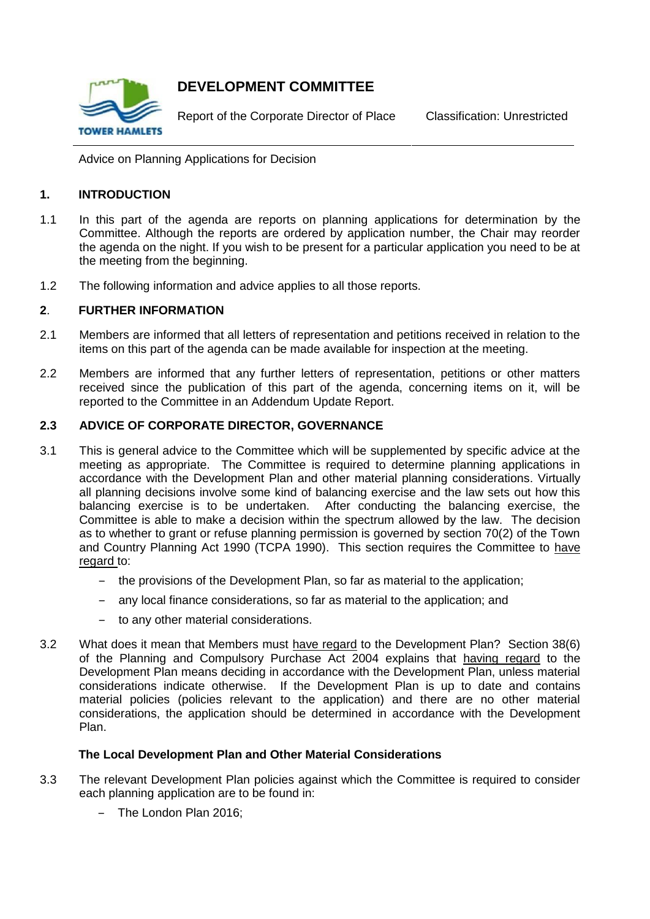# DEVELOPMENT COMMITTEE

Report of the Corporate Director of Place    Classification: Unrestricted

Advice on Planning Applications for Decision

## 1. INTRODUCTION

1.1 In this part of the agenda are reports on planning applications for determination by the Committee. Although the reports are ordered by application number, the Chair may reorder the agenda on the night. If you wish to be present for a particular application you need to be at the meeting from the beginning.

1.2 The following information and advice applies to all those reports.

## 2. FURTHER INFORMATION

2.1 Members are informed that all letters of representation and petitions received in relation to the items on this part of the agenda can be made available for inspection at the meeting.

2.2 Members are informed that any further letters of representation, petitions or other matters received since the publication of this part of the agenda, concerning items on it, will be reported to the Committee in an Addendum Update Report.

## 2.3 ADVICE OF CORPORATE DIRECTOR, GOVERNANCE

3.1 This is general advice to the Committee which will be supplemented by specific advice at the meeting as appropriate. The Committee is required to determine planning applications in accordance with the Development Plan and other material planning considerations. Virtually all planning decisions involve some kind of balancing exercise and the law sets out how this balancing exercise is to be undertaken. After conducting the balancing exercise, the Committee is able to make a decision within the spectrum allowed by the law. The decision as to whether to grant or refuse planning permission is governed by section 70(2) of the Town and Country Planning Act 1990 (TCPA 1990). This section requires the Committee to have regard to:

- the provisions of the Development Plan, so far as material to the application;
- any local finance considerations, so far as material to the application; and
- to any other material considerations.

3.2 What does it mean that Members must have regard to the Development Plan? Section 38(6) of the Planning and Compulsory Purchase Act 2004 explains that having regard to the Development Plan means deciding in accordance with the Development Plan, unless material considerations indicate otherwise. If the Development Plan is up to date and contains material policies (policies relevant to the application) and there are no other material considerations, the application should be determined in accordance with the Development Plan.

### The Local Development Plan and Other Material Considerations

3.3 The relevant Development Plan policies against which the Committee is required to consider each planning application are to be found in:

- The London Plan 2016;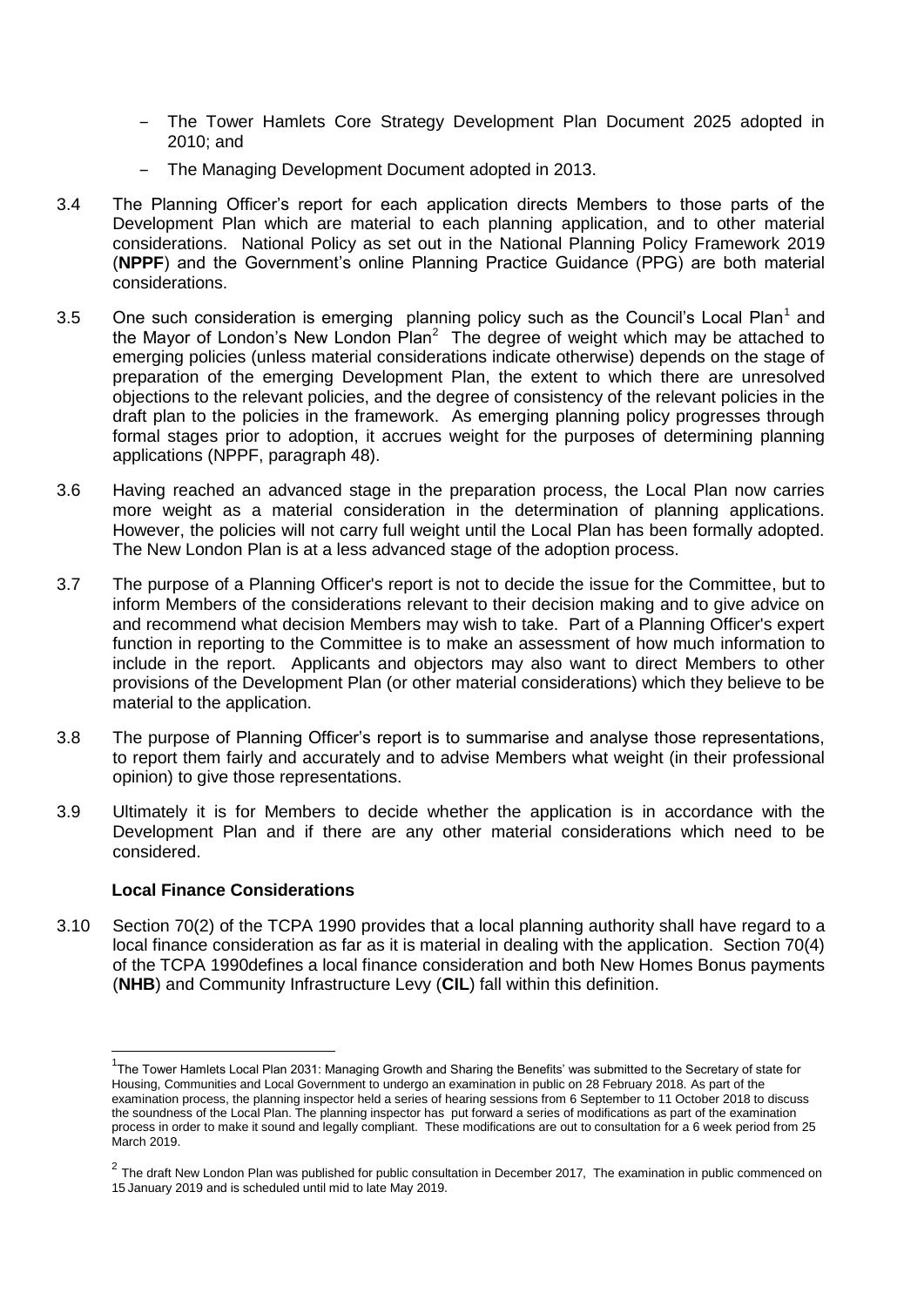- The Tower Hamlets Core Strategy Development Plan Document 2025 adopted in 2010; and
- The Managing Development Document adopted in 2013.

3.4 The Planning Officer's report for each application directs Members to those parts of the Development Plan which are material to each planning application, and to other material considerations. National Policy as set out in the National Planning Policy Framework 2019 (**NPPF**) and the Government's online Planning Practice Guidance (PPG) are both material considerations.

3.5 One such consideration is emerging planning policy such as the Council's Local Plan[1] and the Mayor of London's New London Plan[2] The degree of weight which may be attached to emerging policies (unless material considerations indicate otherwise) depends on the stage of preparation of the emerging Development Plan, the extent to which there are unresolved objections to the relevant policies, and the degree of consistency of the relevant policies in the draft plan to the policies in the framework. As emerging planning policy progresses through formal stages prior to adoption, it accrues weight for the purposes of determining planning applications (NPPF, paragraph 48).

3.6 Having reached an advanced stage in the preparation process, the Local Plan now carries more weight as a material consideration in the determination of planning applications. However, the policies will not carry full weight until the Local Plan has been formally adopted. The New London Plan is at a less advanced stage of the adoption process.

3.7 The purpose of a Planning Officer's report is not to decide the issue for the Committee, but to inform Members of the considerations relevant to their decision making and to give advice on and recommend what decision Members may wish to take. Part of a Planning Officer's expert function in reporting to the Committee is to make an assessment of how much information to include in the report. Applicants and objectors may also want to direct Members to other provisions of the Development Plan (or other material considerations) which they believe to be material to the application.

3.8 The purpose of Planning Officer's report is to summarise and analyse those representations, to report them fairly and accurately and to advise Members what weight (in their professional opinion) to give those representations.

3.9 Ultimately it is for Members to decide whether the application is in accordance with the Development Plan and if there are any other material considerations which need to be considered.

**Local Finance Considerations**

3.10 Section 70(2) of the TCPA 1990 provides that a local planning authority shall have regard to a local finance consideration as far as it is material in dealing with the application. Section 70(4) of the TCPA 1990defines a local finance consideration and both New Homes Bonus payments (**NHB**) and Community Infrastructure Levy (**CIL**) fall within this definition.

---

[1] The Tower Hamlets Local Plan 2031: Managing Growth and Sharing the Benefits' was submitted to the Secretary of state for Housing, Communities and Local Government to undergo an examination in public on 28 February 2018. As part of the examination process, the planning inspector held a series of hearing sessions from 6 September to 11 October 2018 to discuss the soundness of the Local Plan. The planning inspector has put forward a series of modifications as part of the examination process in order to make it sound and legally compliant. These modifications are out to consultation for a 6 week period from 25 March 2019.

[2] The draft New London Plan was published for public consultation in December 2017, The examination in public commenced on 15 January 2019 and is scheduled until mid to late May 2019.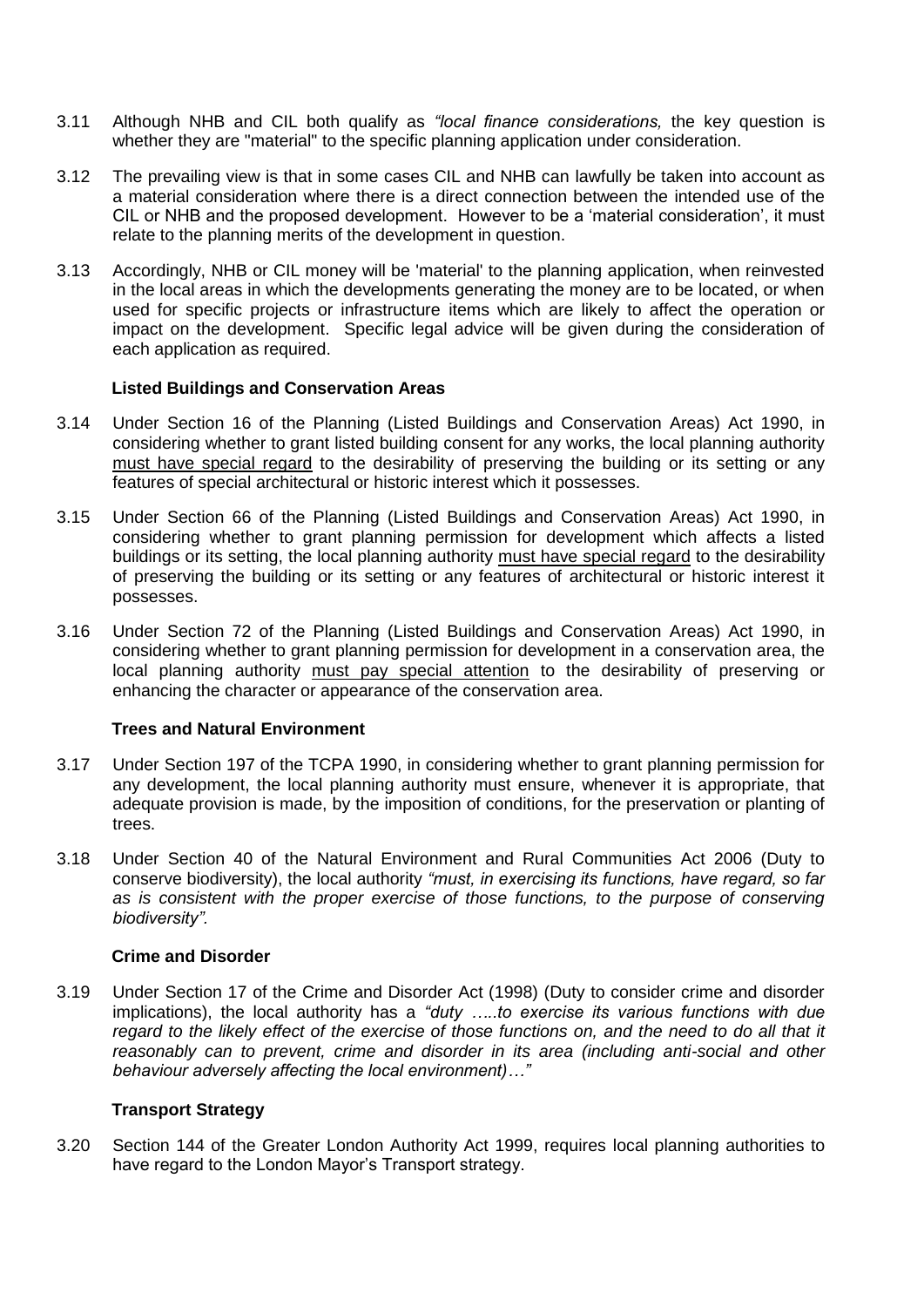3.11 Although NHB and CIL both qualify as *"local finance considerations,* the key question is whether they are "material" to the specific planning application under consideration.

3.12 The prevailing view is that in some cases CIL and NHB can lawfully be taken into account as a material consideration where there is a direct connection between the intended use of the CIL or NHB and the proposed development. However to be a 'material consideration', it must relate to the planning merits of the development in question.

3.13 Accordingly, NHB or CIL money will be 'material' to the planning application, when reinvested in the local areas in which the developments generating the money are to be located, or when used for specific projects or infrastructure items which are likely to affect the operation or impact on the development. Specific legal advice will be given during the consideration of each application as required.

**Listed Buildings and Conservation Areas**

3.14 Under Section 16 of the Planning (Listed Buildings and Conservation Areas) Act 1990, in considering whether to grant listed building consent for any works, the local planning authority <u>must have special regard</u> to the desirability of preserving the building or its setting or any features of special architectural or historic interest which it possesses.

3.15 Under Section 66 of the Planning (Listed Buildings and Conservation Areas) Act 1990, in considering whether to grant planning permission for development which affects a listed buildings or its setting, the local planning authority <u>must have special regard</u> to the desirability of preserving the building or its setting or any features of architectural or historic interest it possesses.

3.16 Under Section 72 of the Planning (Listed Buildings and Conservation Areas) Act 1990, in considering whether to grant planning permission for development in a conservation area, the local planning authority <u>must pay special attention</u> to the desirability of preserving or enhancing the character or appearance of the conservation area.

**Trees and Natural Environment**

3.17 Under Section 197 of the TCPA 1990, in considering whether to grant planning permission for any development, the local planning authority must ensure, whenever it is appropriate, that adequate provision is made, by the imposition of conditions, for the preservation or planting of trees.

3.18 Under Section 40 of the Natural Environment and Rural Communities Act 2006 (Duty to conserve biodiversity), the local authority *"must, in exercising its functions, have regard, so far as is consistent with the proper exercise of those functions, to the purpose of conserving biodiversity".*

**Crime and Disorder**

3.19 Under Section 17 of the Crime and Disorder Act (1998) (Duty to consider crime and disorder implications), the local authority has a *"duty …..to exercise its various functions with due regard to the likely effect of the exercise of those functions on, and the need to do all that it reasonably can to prevent, crime and disorder in its area (including anti-social and other behaviour adversely affecting the local environment)…"*

**Transport Strategy**

3.20 Section 144 of the Greater London Authority Act 1999, requires local planning authorities to have regard to the London Mayor's Transport strategy.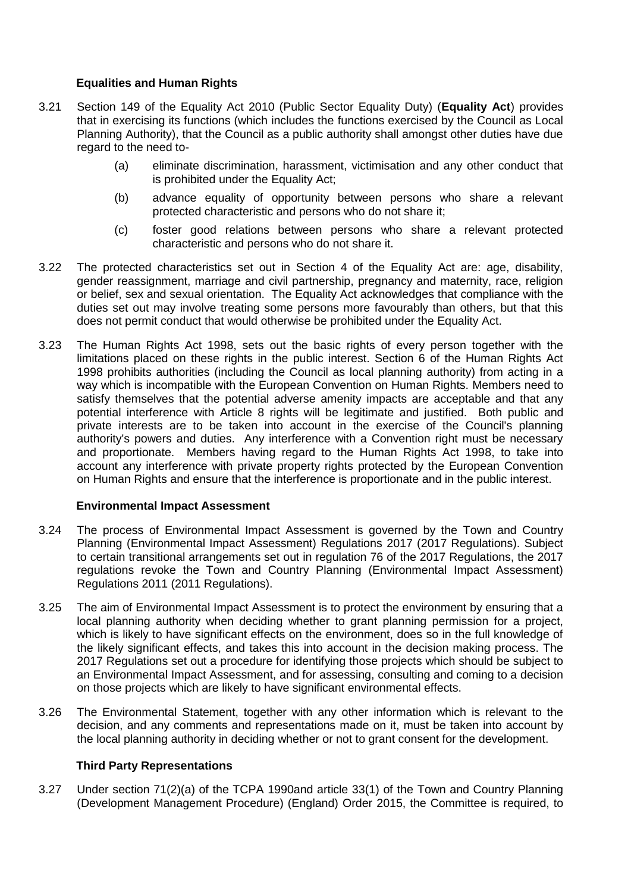### Equalities and Human Rights

3.21 Section 149 of the Equality Act 2010 (Public Sector Equality Duty) (**Equality Act**) provides that in exercising its functions (which includes the functions exercised by the Council as Local Planning Authority), that the Council as a public authority shall amongst other duties have due regard to the need to-

(a) eliminate discrimination, harassment, victimisation and any other conduct that is prohibited under the Equality Act;

(b) advance equality of opportunity between persons who share a relevant protected characteristic and persons who do not share it;

(c) foster good relations between persons who share a relevant protected characteristic and persons who do not share it.

3.22 The protected characteristics set out in Section 4 of the Equality Act are: age, disability, gender reassignment, marriage and civil partnership, pregnancy and maternity, race, religion or belief, sex and sexual orientation. The Equality Act acknowledges that compliance with the duties set out may involve treating some persons more favourably than others, but that this does not permit conduct that would otherwise be prohibited under the Equality Act.

3.23 The Human Rights Act 1998, sets out the basic rights of every person together with the limitations placed on these rights in the public interest. Section 6 of the Human Rights Act 1998 prohibits authorities (including the Council as local planning authority) from acting in a way which is incompatible with the European Convention on Human Rights. Members need to satisfy themselves that the potential adverse amenity impacts are acceptable and that any potential interference with Article 8 rights will be legitimate and justified. Both public and private interests are to be taken into account in the exercise of the Council's planning authority's powers and duties. Any interference with a Convention right must be necessary and proportionate. Members having regard to the Human Rights Act 1998, to take into account any interference with private property rights protected by the European Convention on Human Rights and ensure that the interference is proportionate and in the public interest.

### Environmental Impact Assessment

3.24 The process of Environmental Impact Assessment is governed by the Town and Country Planning (Environmental Impact Assessment) Regulations 2017 (2017 Regulations). Subject to certain transitional arrangements set out in regulation 76 of the 2017 Regulations, the 2017 regulations revoke the Town and Country Planning (Environmental Impact Assessment) Regulations 2011 (2011 Regulations).

3.25 The aim of Environmental Impact Assessment is to protect the environment by ensuring that a local planning authority when deciding whether to grant planning permission for a project, which is likely to have significant effects on the environment, does so in the full knowledge of the likely significant effects, and takes this into account in the decision making process. The 2017 Regulations set out a procedure for identifying those projects which should be subject to an Environmental Impact Assessment, and for assessing, consulting and coming to a decision on those projects which are likely to have significant environmental effects.

3.26 The Environmental Statement, together with any other information which is relevant to the decision, and any comments and representations made on it, must be taken into account by the local planning authority in deciding whether or not to grant consent for the development.

### Third Party Representations

3.27 Under section 71(2)(a) of the TCPA 1990and article 33(1) of the Town and Country Planning (Development Management Procedure) (England) Order 2015, the Committee is required, to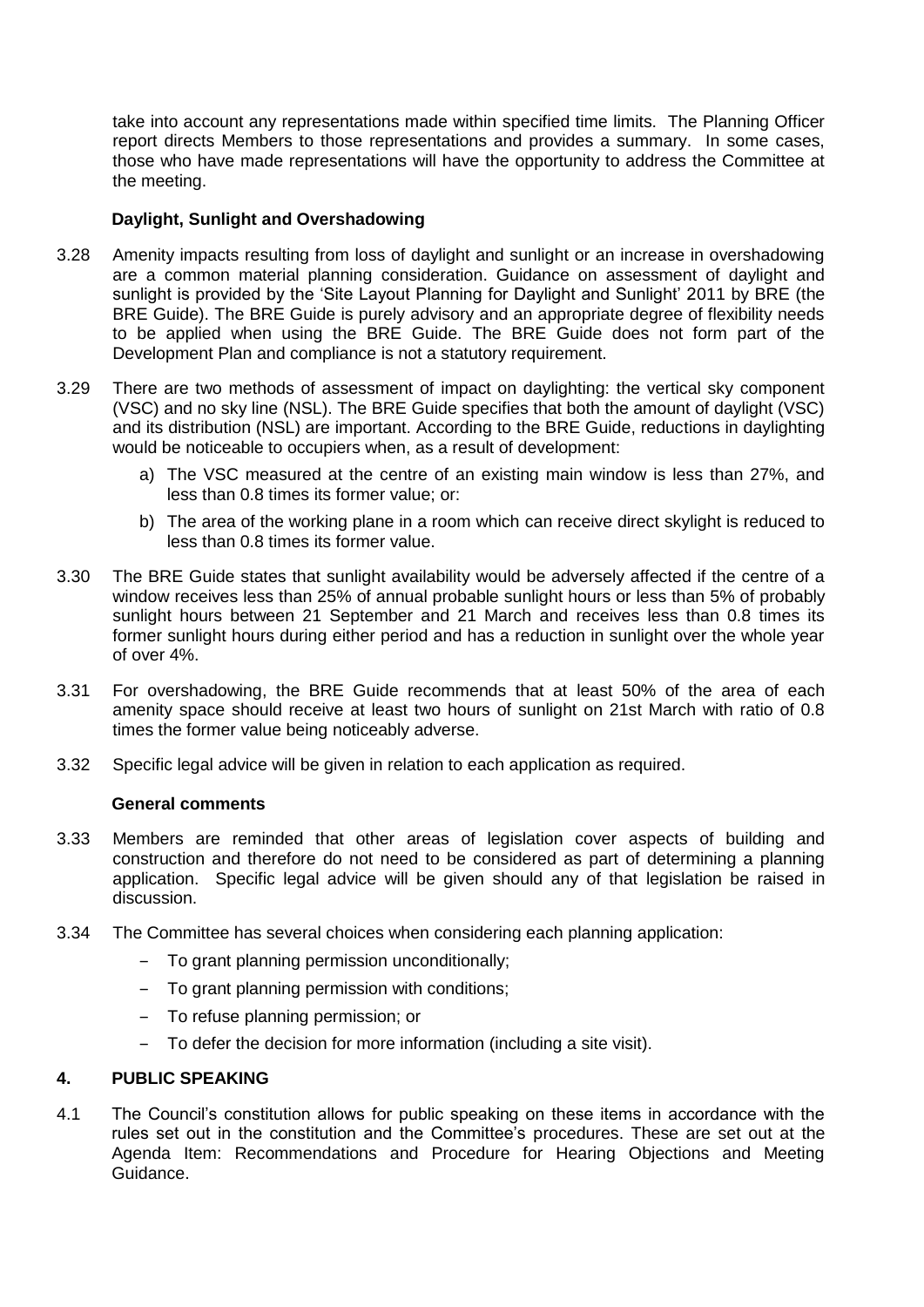take into account any representations made within specified time limits. The Planning Officer report directs Members to those representations and provides a summary. In some cases, those who have made representations will have the opportunity to address the Committee at the meeting.

**Daylight, Sunlight and Overshadowing**

3.28 Amenity impacts resulting from loss of daylight and sunlight or an increase in overshadowing are a common material planning consideration. Guidance on assessment of daylight and sunlight is provided by the 'Site Layout Planning for Daylight and Sunlight' 2011 by BRE (the BRE Guide). The BRE Guide is purely advisory and an appropriate degree of flexibility needs to be applied when using the BRE Guide. The BRE Guide does not form part of the Development Plan and compliance is not a statutory requirement.

3.29 There are two methods of assessment of impact on daylighting: the vertical sky component (VSC) and no sky line (NSL). The BRE Guide specifies that both the amount of daylight (VSC) and its distribution (NSL) are important. According to the BRE Guide, reductions in daylighting would be noticeable to occupiers when, as a result of development:

a) The VSC measured at the centre of an existing main window is less than 27%, and less than 0.8 times its former value; or:

b) The area of the working plane in a room which can receive direct skylight is reduced to less than 0.8 times its former value.

3.30 The BRE Guide states that sunlight availability would be adversely affected if the centre of a window receives less than 25% of annual probable sunlight hours or less than 5% of probably sunlight hours between 21 September and 21 March and receives less than 0.8 times its former sunlight hours during either period and has a reduction in sunlight over the whole year of over 4%.

3.31 For overshadowing, the BRE Guide recommends that at least 50% of the area of each amenity space should receive at least two hours of sunlight on 21st March with ratio of 0.8 times the former value being noticeably adverse.

3.32 Specific legal advice will be given in relation to each application as required.

**General comments**

3.33 Members are reminded that other areas of legislation cover aspects of building and construction and therefore do not need to be considered as part of determining a planning application. Specific legal advice will be given should any of that legislation be raised in discussion.

3.34 The Committee has several choices when considering each planning application:

- To grant planning permission unconditionally;
- To grant planning permission with conditions;
- To refuse planning permission; or
- To defer the decision for more information (including a site visit).

## 4. PUBLIC SPEAKING

4.1 The Council's constitution allows for public speaking on these items in accordance with the rules set out in the constitution and the Committee's procedures. These are set out at the Agenda Item: Recommendations and Procedure for Hearing Objections and Meeting Guidance.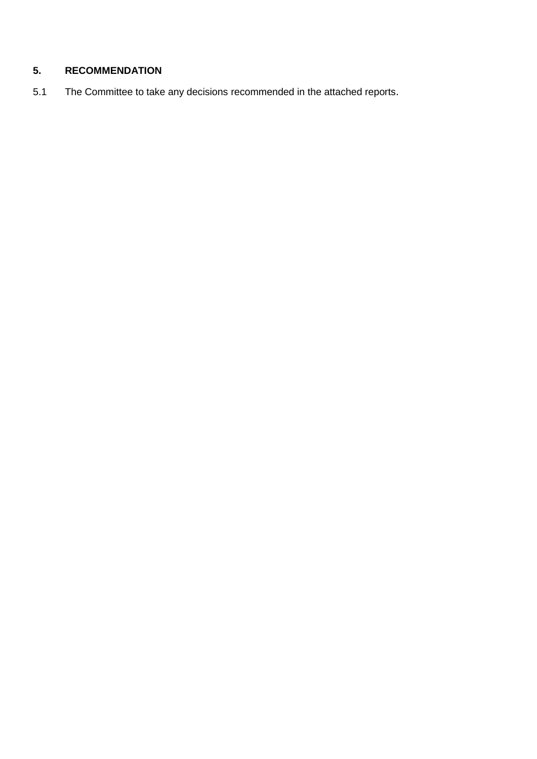## 5. RECOMMENDATION

5.1 The Committee to take any decisions recommended in the attached reports.